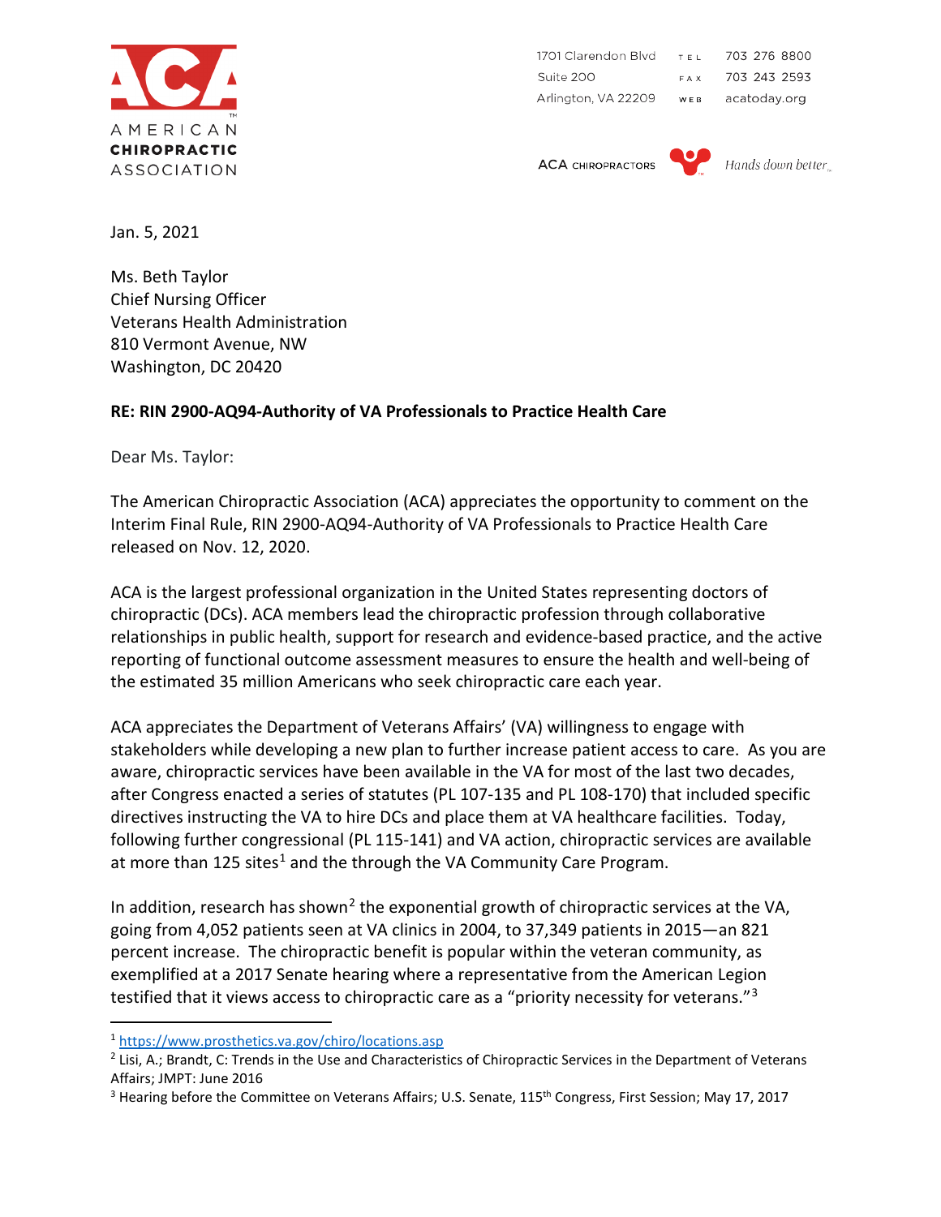AMERICAN **CHIROPRACTIC** ASSOCIATION

1701 Clarendon Blvd  
Suite 200  
Arlington, VA 22209

TEL 703 276 8800  
FAX 703 243 2593  
WEB acatoday.org

ACA CHIROPRACTORS *Hands down better*

Jan. 5, 2021

Ms. Beth Taylor  
Chief Nursing Officer  
Veterans Health Administration  
810 Vermont Avenue, NW  
Washington, DC 20420

**RE: RIN 2900-AQ94-Authority of VA Professionals to Practice Health Care**

Dear Ms. Taylor:

The American Chiropractic Association (ACA) appreciates the opportunity to comment on the Interim Final Rule, RIN 2900-AQ94-Authority of VA Professionals to Practice Health Care released on Nov. 12, 2020.

ACA is the largest professional organization in the United States representing doctors of chiropractic (DCs). ACA members lead the chiropractic profession through collaborative relationships in public health, support for research and evidence-based practice, and the active reporting of functional outcome assessment measures to ensure the health and well-being of the estimated 35 million Americans who seek chiropractic care each year.

ACA appreciates the Department of Veterans Affairs' (VA) willingness to engage with stakeholders while developing a new plan to further increase patient access to care. As you are aware, chiropractic services have been available in the VA for most of the last two decades, after Congress enacted a series of statutes (PL 107-135 and PL 108-170) that included specific directives instructing the VA to hire DCs and place them at VA healthcare facilities. Today, following further congressional (PL 115-141) and VA action, chiropractic services are available at more than 125 sites[1] and the through the VA Community Care Program.

In addition, research has shown[2] the exponential growth of chiropractic services at the VA, going from 4,052 patients seen at VA clinics in 2004, to 37,349 patients in 2015—an 821 percent increase. The chiropractic benefit is popular within the veteran community, as exemplified at a 2017 Senate hearing where a representative from the American Legion testified that it views access to chiropractic care as a "priority necessity for veterans."[3]

---

[1] https://www.prosthetics.va.gov/chiro/locations.asp

[2] Lisi, A.; Brandt, C: Trends in the Use and Characteristics of Chiropractic Services in the Department of Veterans Affairs; JMPT: June 2016

[3] Hearing before the Committee on Veterans Affairs; U.S. Senate, 115th Congress, First Session; May 17, 2017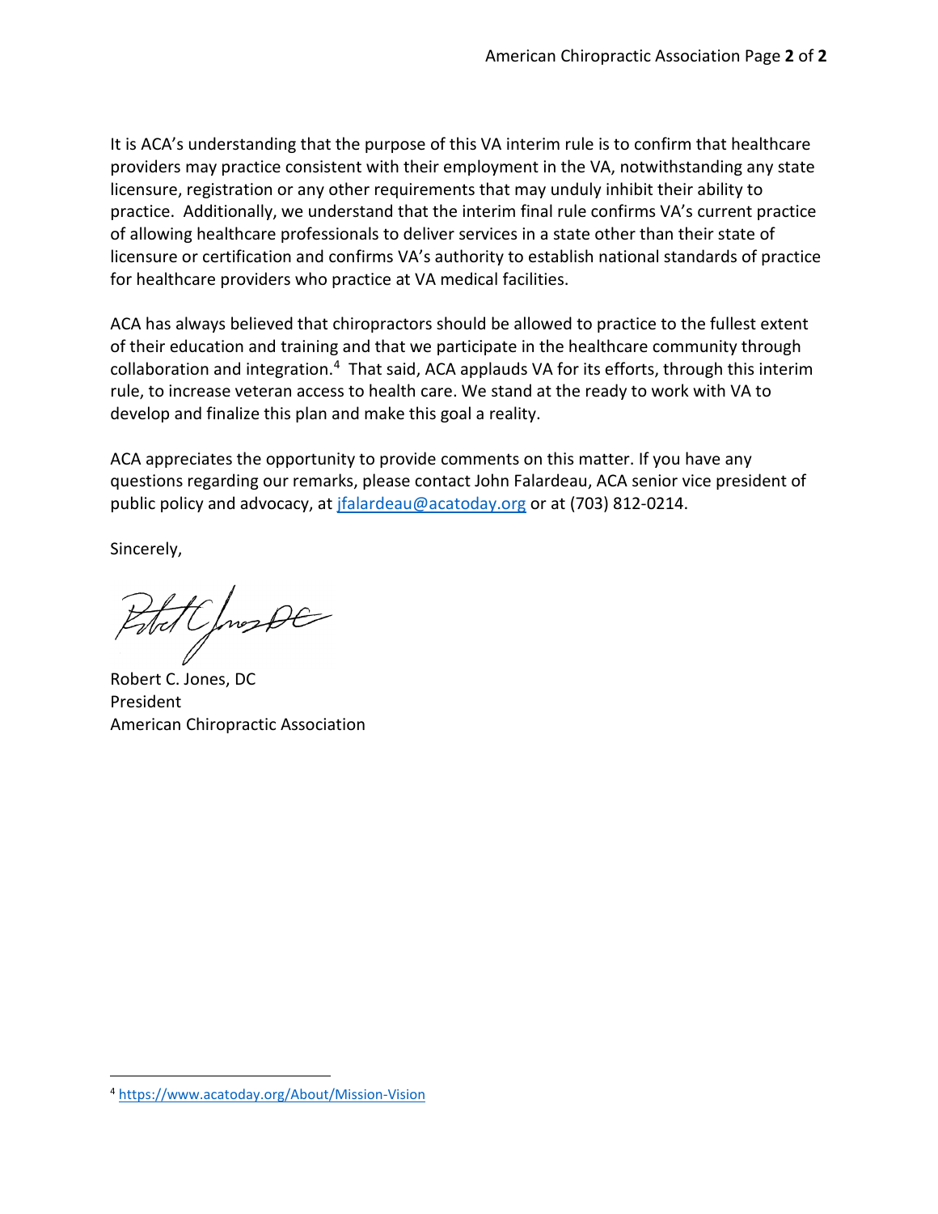It is ACA's understanding that the purpose of this VA interim rule is to confirm that healthcare providers may practice consistent with their employment in the VA, notwithstanding any state licensure, registration or any other requirements that may unduly inhibit their ability to practice. Additionally, we understand that the interim final rule confirms VA's current practice of allowing healthcare professionals to deliver services in a state other than their state of licensure or certification and confirms VA's authority to establish national standards of practice for healthcare providers who practice at VA medical facilities.

ACA has always believed that chiropractors should be allowed to practice to the fullest extent of their education and training and that we participate in the healthcare community through collaboration and integration.[4] That said, ACA applauds VA for its efforts, through this interim rule, to increase veteran access to health care. We stand at the ready to work with VA to develop and finalize this plan and make this goal a reality.

ACA appreciates the opportunity to provide comments on this matter. If you have any questions regarding our remarks, please contact John Falardeau, ACA senior vice president of public policy and advocacy, at jfalardeau@acatoday.org or at (703) 812-0214.

Sincerely,

Robert C. Jones, DC
President
American Chiropractic Association

---

[4] https://www.acatoday.org/About/Mission-Vision